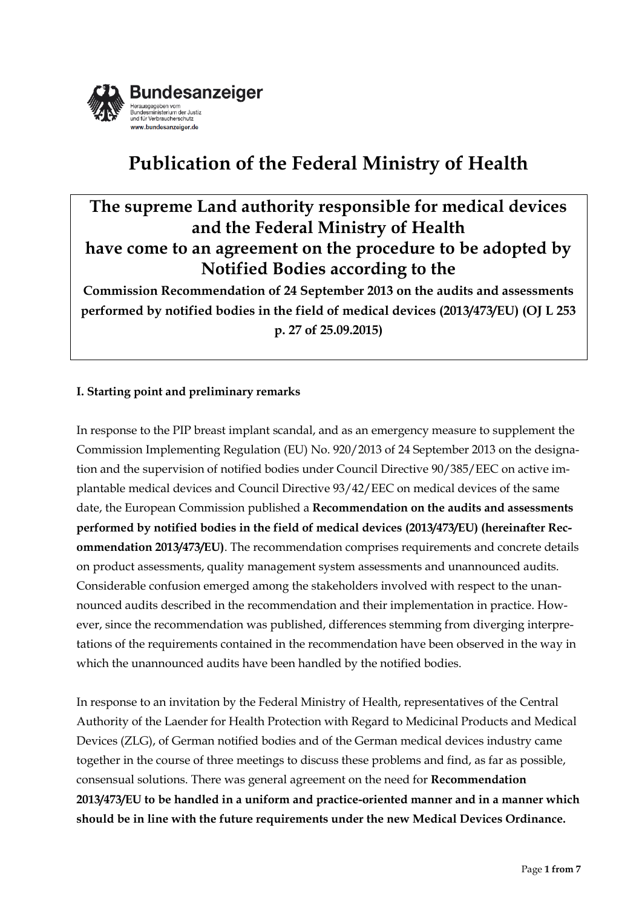Bundesanzeiger

Herausgegeben vom Bundesministerium der Justiz und für Verbraucherschutz

www.bundesanzeiger.de

# Publication of the Federal Ministry of Health

## The supreme Land authority responsible for medical devices and the Federal Ministry of Health have come to an agreement on the procedure to be adopted by Notified Bodies according to the

**Commission Recommendation of 24 September 2013 on the audits and assessments performed by notified bodies in the field of medical devices (2013/473/EU) (OJ L 253 p. 27 of 25.09.2015)**

### I. Starting point and preliminary remarks

In response to the PIP breast implant scandal, and as an emergency measure to supplement the Commission Implementing Regulation (EU) No. 920/2013 of 24 September 2013 on the designation and the supervision of notified bodies under Council Directive 90/385/EEC on active implantable medical devices and Council Directive 93/42/EEC on medical devices of the same date, the European Commission published a **Recommendation on the audits and assessments performed by notified bodies in the field of medical devices (2013/473/EU) (hereinafter Recommendation 2013/473/EU)**. The recommendation comprises requirements and concrete details on product assessments, quality management system assessments and unannounced audits. Considerable confusion emerged among the stakeholders involved with respect to the unannounced audits described in the recommendation and their implementation in practice. However, since the recommendation was published, differences stemming from diverging interpretations of the requirements contained in the recommendation have been observed in the way in which the unannounced audits have been handled by the notified bodies.

In response to an invitation by the Federal Ministry of Health, representatives of the Central Authority of the Laender for Health Protection with Regard to Medicinal Products and Medical Devices (ZLG), of German notified bodies and of the German medical devices industry came together in the course of three meetings to discuss these problems and find, as far as possible, consensual solutions. There was general agreement on the need for **Recommendation 2013/473/EU to be handled in a uniform and practice-oriented manner and in a manner which should be in line with the future requirements under the new Medical Devices Ordinance.**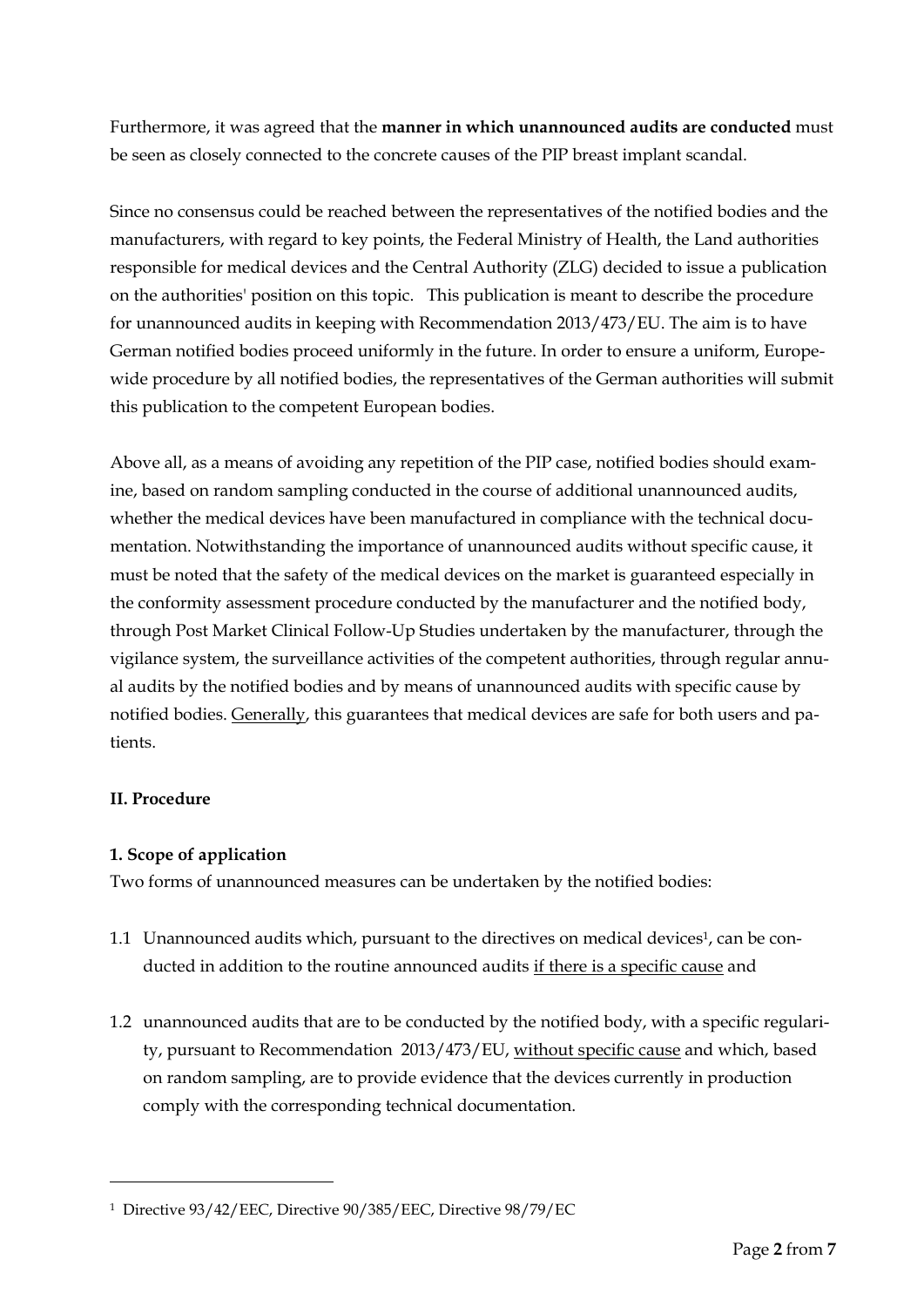Furthermore, it was agreed that the **manner in which unannounced audits are conducted** must be seen as closely connected to the concrete causes of the PIP breast implant scandal.

Since no consensus could be reached between the representatives of the notified bodies and the manufacturers, with regard to key points, the Federal Ministry of Health, the Land authorities responsible for medical devices and the Central Authority (ZLG) decided to issue a publication on the authorities' position on this topic. This publication is meant to describe the procedure for unannounced audits in keeping with Recommendation 2013/473/EU. The aim is to have German notified bodies proceed uniformly in the future. In order to ensure a uniform, Europe-wide procedure by all notified bodies, the representatives of the German authorities will submit this publication to the competent European bodies.

Above all, as a means of avoiding any repetition of the PIP case, notified bodies should examine, based on random sampling conducted in the course of additional unannounced audits, whether the medical devices have been manufactured in compliance with the technical documentation. Notwithstanding the importance of unannounced audits without specific cause, it must be noted that the safety of the medical devices on the market is guaranteed especially in the conformity assessment procedure conducted by the manufacturer and the notified body, through Post Market Clinical Follow-Up Studies undertaken by the manufacturer, through the vigilance system, the surveillance activities of the competent authorities, through regular annual audits by the notified bodies and by means of unannounced audits with specific cause by notified bodies. Generally, this guarantees that medical devices are safe for both users and patients.

## II. Procedure

### 1. Scope of application

Two forms of unannounced measures can be undertaken by the notified bodies:

1.1 Unannounced audits which, pursuant to the directives on medical devices[1], can be conducted in addition to the routine announced audits if there is a specific cause and

1.2 unannounced audits that are to be conducted by the notified body, with a specific regularity, pursuant to Recommendation 2013/473/EU, without specific cause and which, based on random sampling, are to provide evidence that the devices currently in production comply with the corresponding technical documentation.

---

[1] Directive 93/42/EEC, Directive 90/385/EEC, Directive 98/79/EC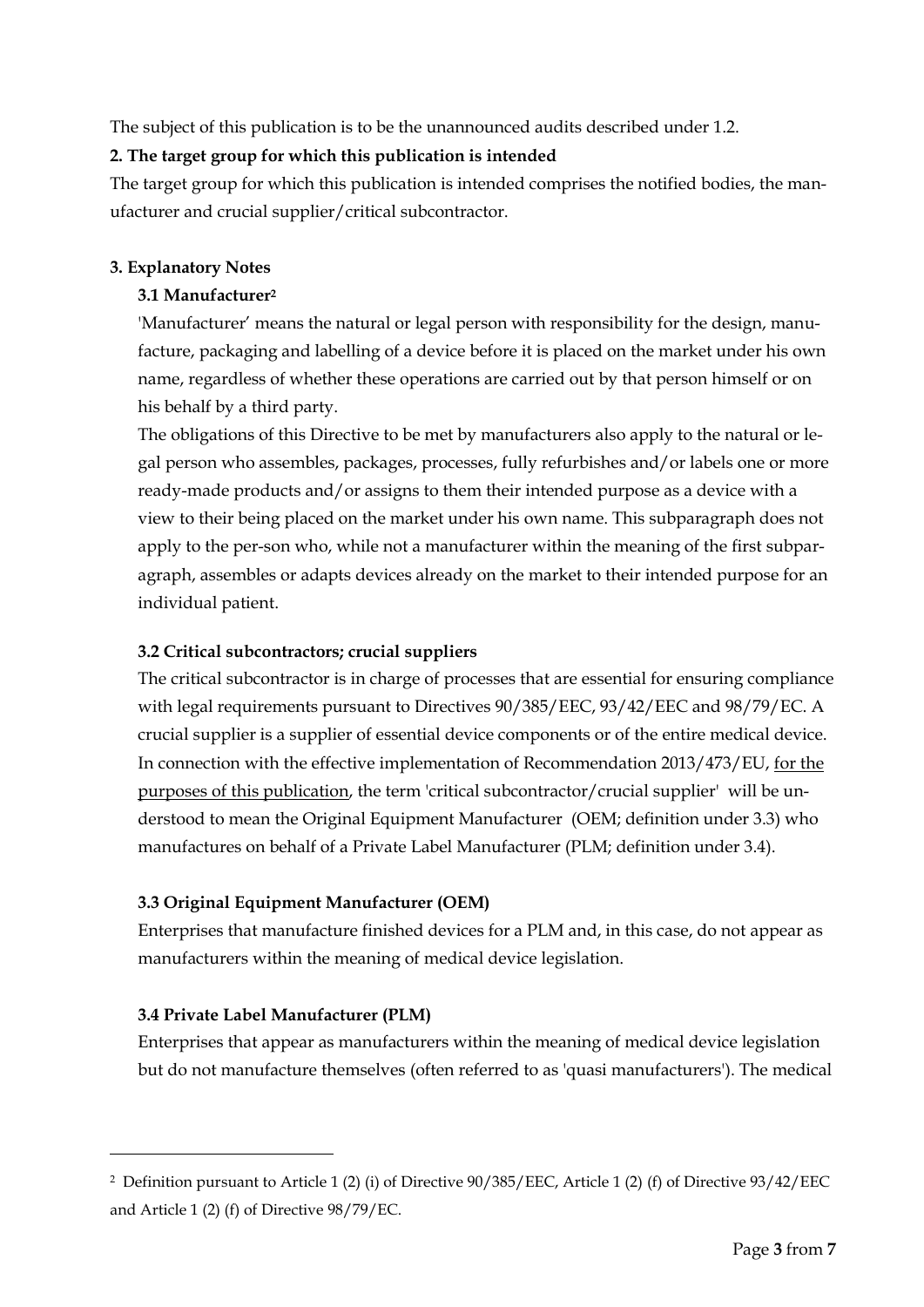The subject of this publication is to be the unannounced audits described under 1.2.

## 2. The target group for which this publication is intended

The target group for which this publication is intended comprises the notified bodies, the manufacturer and crucial supplier/critical subcontractor.

## 3. Explanatory Notes

### 3.1 Manufacturer[2]

'Manufacturer' means the natural or legal person with responsibility for the design, manufacture, packaging and labelling of a device before it is placed on the market under his own name, regardless of whether these operations are carried out by that person himself or on his behalf by a third party.

The obligations of this Directive to be met by manufacturers also apply to the natural or legal person who assembles, packages, processes, fully refurbishes and/or labels one or more ready-made products and/or assigns to them their intended purpose as a device with a view to their being placed on the market under his own name. This subparagraph does not apply to the per-son who, while not a manufacturer within the meaning of the first subparagraph, assembles or adapts devices already on the market to their intended purpose for an individual patient.

### 3.2 Critical subcontractors; crucial suppliers

The critical subcontractor is in charge of processes that are essential for ensuring compliance with legal requirements pursuant to Directives 90/385/EEC, 93/42/EEC and 98/79/EC. A crucial supplier is a supplier of essential device components or of the entire medical device. In connection with the effective implementation of Recommendation 2013/473/EU, <u>for the purposes of this publication</u>, the term 'critical subcontractor/crucial supplier' will be understood to mean the Original Equipment Manufacturer (OEM; definition under 3.3) who manufactures on behalf of a Private Label Manufacturer (PLM; definition under 3.4).

### 3.3 Original Equipment Manufacturer (OEM)

Enterprises that manufacture finished devices for a PLM and, in this case, do not appear as manufacturers within the meaning of medical device legislation.

### 3.4 Private Label Manufacturer (PLM)

Enterprises that appear as manufacturers within the meaning of medical device legislation but do not manufacture themselves (often referred to as 'quasi manufacturers'). The medical

---

[2] Definition pursuant to Article 1 (2) (i) of Directive 90/385/EEC, Article 1 (2) (f) of Directive 93/42/EEC and Article 1 (2) (f) of Directive 98/79/EC.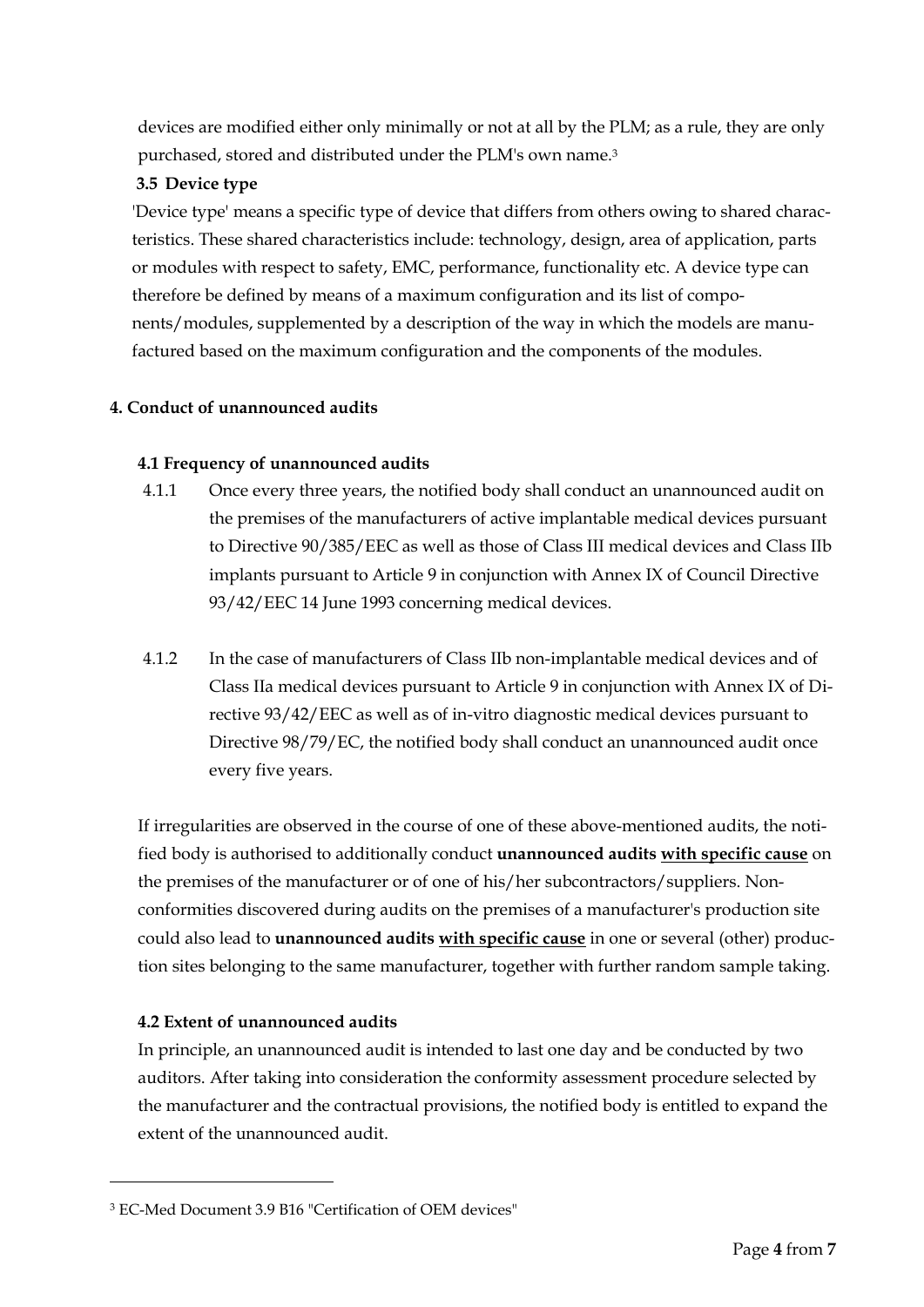devices are modified either only minimally or not at all by the PLM; as a rule, they are only purchased, stored and distributed under the PLM's own name.[3]

### 3.5 Device type

'Device type' means a specific type of device that differs from others owing to shared characteristics. These shared characteristics include: technology, design, area of application, parts or modules with respect to safety, EMC, performance, functionality etc. A device type can therefore be defined by means of a maximum configuration and its list of components/modules, supplemented by a description of the way in which the models are manufactured based on the maximum configuration and the components of the modules.

## 4. Conduct of unannounced audits

### 4.1 Frequency of unannounced audits

4.1.1 Once every three years, the notified body shall conduct an unannounced audit on the premises of the manufacturers of active implantable medical devices pursuant to Directive 90/385/EEC as well as those of Class III medical devices and Class IIb implants pursuant to Article 9 in conjunction with Annex IX of Council Directive 93/42/EEC 14 June 1993 concerning medical devices.

4.1.2 In the case of manufacturers of Class IIb non-implantable medical devices and of Class IIa medical devices pursuant to Article 9 in conjunction with Annex IX of Directive 93/42/EEC as well as of in-vitro diagnostic medical devices pursuant to Directive 98/79/EC, the notified body shall conduct an unannounced audit once every five years.

If irregularities are observed in the course of one of these above-mentioned audits, the notified body is authorised to additionally conduct **unannounced audits <u>with specific cause</u>** on the premises of the manufacturer or of one of his/her subcontractors/suppliers. Nonconformities discovered during audits on the premises of a manufacturer's production site could also lead to **unannounced audits <u>with specific cause</u>** in one or several (other) production sites belonging to the same manufacturer, together with further random sample taking.

### 4.2 Extent of unannounced audits

In principle, an unannounced audit is intended to last one day and be conducted by two auditors. After taking into consideration the conformity assessment procedure selected by the manufacturer and the contractual provisions, the notified body is entitled to expand the extent of the unannounced audit.

---

[3] EC-Med Document 3.9 B16 "Certification of OEM devices"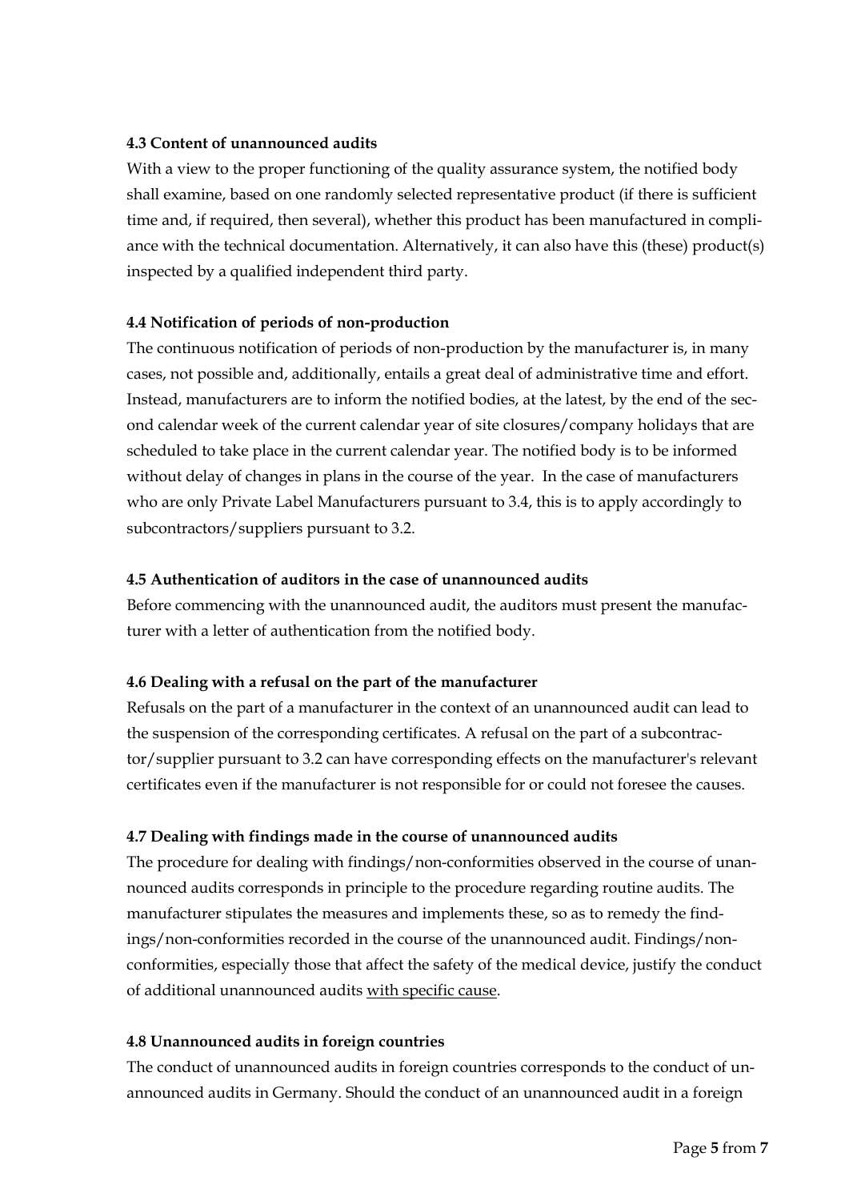**4.3 Content of unannounced audits**

With a view to the proper functioning of the quality assurance system, the notified body shall examine, based on one randomly selected representative product (if there is sufficient time and, if required, then several), whether this product has been manufactured in compliance with the technical documentation. Alternatively, it can also have this (these) product(s) inspected by a qualified independent third party.

**4.4 Notification of periods of non-production**

The continuous notification of periods of non-production by the manufacturer is, in many cases, not possible and, additionally, entails a great deal of administrative time and effort. Instead, manufacturers are to inform the notified bodies, at the latest, by the end of the second calendar week of the current calendar year of site closures/company holidays that are scheduled to take place in the current calendar year. The notified body is to be informed without delay of changes in plans in the course of the year. In the case of manufacturers who are only Private Label Manufacturers pursuant to 3.4, this is to apply accordingly to subcontractors/suppliers pursuant to 3.2.

**4.5 Authentication of auditors in the case of unannounced audits**

Before commencing with the unannounced audit, the auditors must present the manufacturer with a letter of authentication from the notified body.

**4.6 Dealing with a refusal on the part of the manufacturer**

Refusals on the part of a manufacturer in the context of an unannounced audit can lead to the suspension of the corresponding certificates. A refusal on the part of a subcontractor/supplier pursuant to 3.2 can have corresponding effects on the manufacturer's relevant certificates even if the manufacturer is not responsible for or could not foresee the causes.

**4.7 Dealing with findings made in the course of unannounced audits**

The procedure for dealing with findings/non-conformities observed in the course of unannounced audits corresponds in principle to the procedure regarding routine audits. The manufacturer stipulates the measures and implements these, so as to remedy the findings/non-conformities recorded in the course of the unannounced audit. Findings/non-conformities, especially those that affect the safety of the medical device, justify the conduct of additional unannounced audits <u>with specific cause</u>.

**4.8 Unannounced audits in foreign countries**

The conduct of unannounced audits in foreign countries corresponds to the conduct of unannounced audits in Germany. Should the conduct of an unannounced audit in a foreign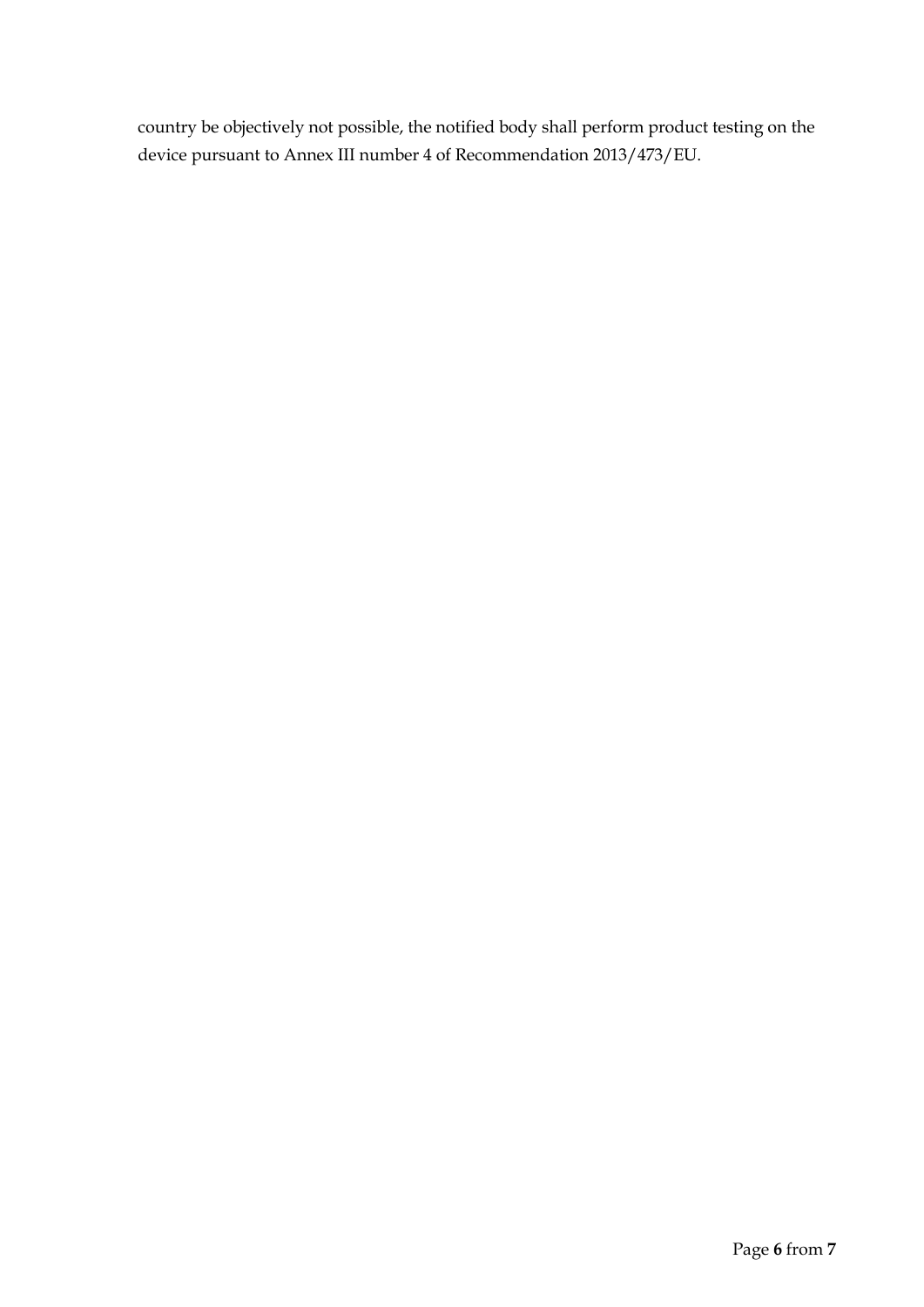country be objectively not possible, the notified body shall perform product testing on the device pursuant to Annex III number 4 of Recommendation 2013/473/EU.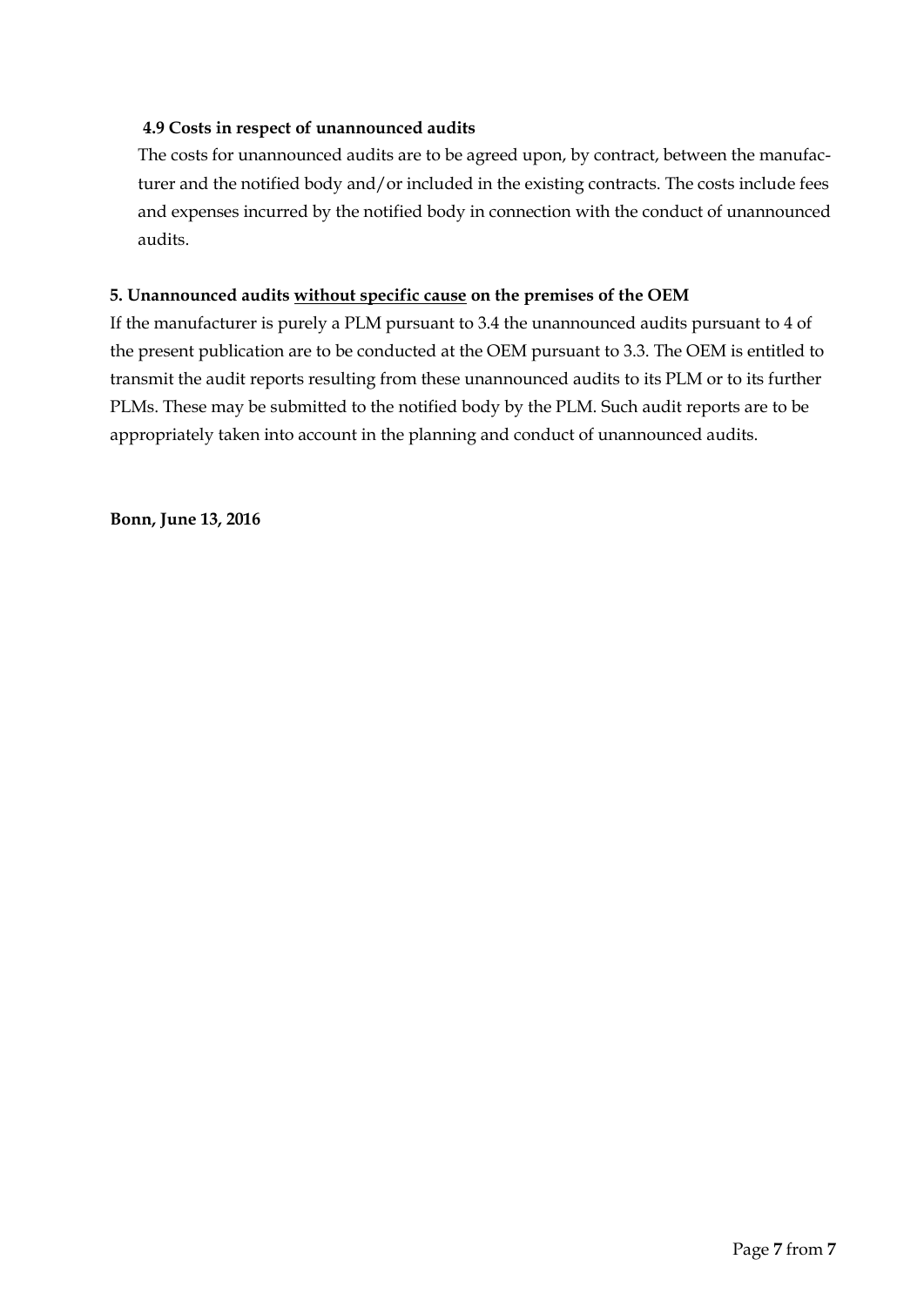### 4.9 Costs in respect of unannounced audits

The costs for unannounced audits are to be agreed upon, by contract, between the manufacturer and the notified body and/or included in the existing contracts. The costs include fees and expenses incurred by the notified body in connection with the conduct of unannounced audits.

## 5. Unannounced audits <u>without specific cause</u> on the premises of the OEM

If the manufacturer is purely a PLM pursuant to 3.4 the unannounced audits pursuant to 4 of the present publication are to be conducted at the OEM pursuant to 3.3. The OEM is entitled to transmit the audit reports resulting from these unannounced audits to its PLM or to its further PLMs. These may be submitted to the notified body by the PLM. Such audit reports are to be appropriately taken into account in the planning and conduct of unannounced audits.

**Bonn, June 13, 2016**